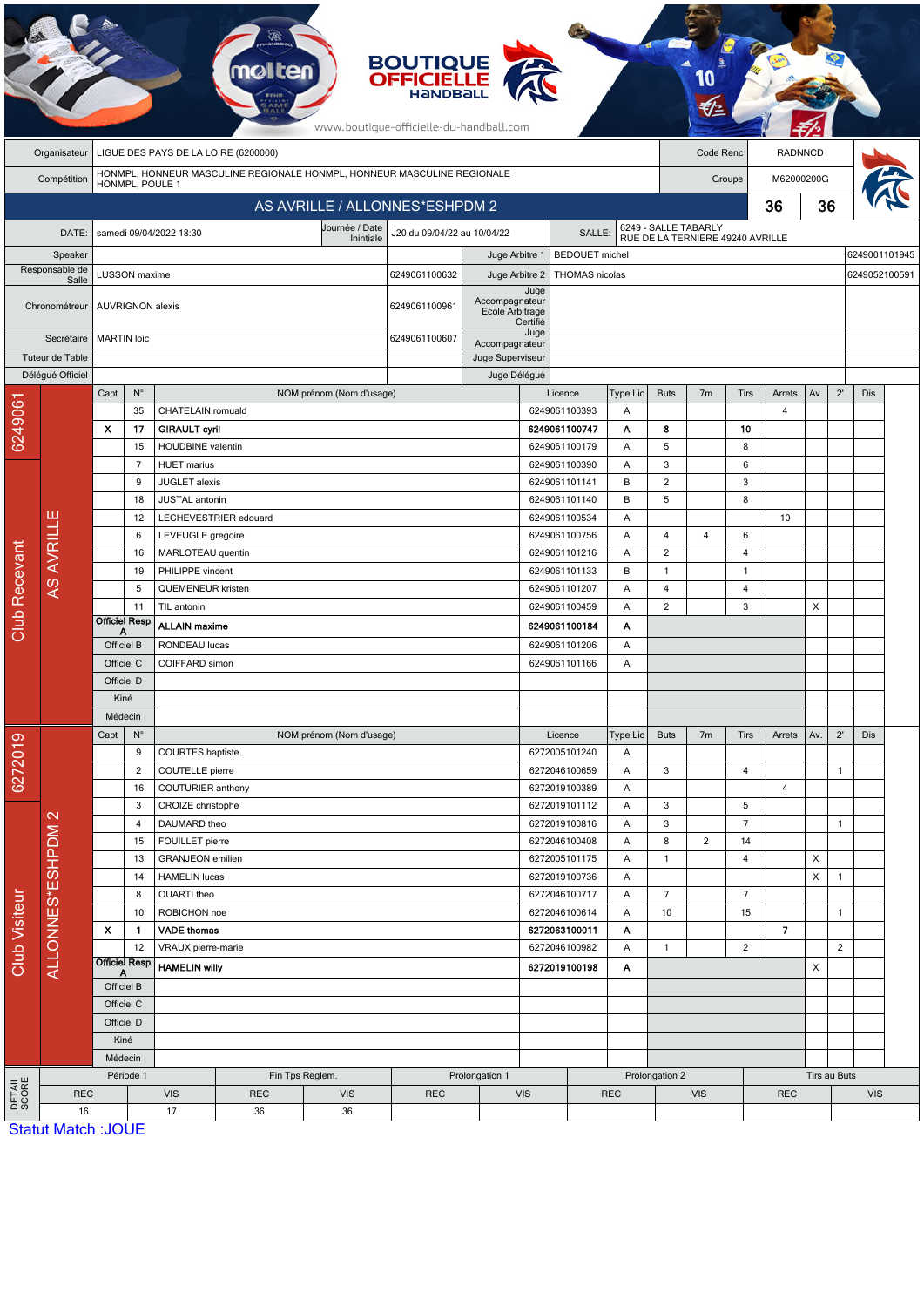BOUTIQUE OFFICIELLE HANDBALL

www.boutique-officielle-du-handball.com

| | | | |
|---|---|---|---|
| Organisateur | LIGUE DES PAYS DE LA LOIRE (6200000) | Code Renc | RADNNCD |
| Compétition | HONMPL, HONNEUR MASCULINE REGIONALE HONMPL, HONNEUR MASCULINE REGIONALE HONMPL, POULE 1 | Groupe | M62000200G |

## AS AVRILLE / ALLONNES*ESHPDM 2 — 36 / 36

| | | | | | |
|---|---|---|---|---|---|
| DATE: | samedi 09/04/2022 18:30 | Journée / Date Inintiale | J20 du 09/04/22 au 10/04/22 | SALLE: | 6249 - SALLE TABARLY RUE DE LA TERNIERE 49240 AVRILLE |

| | | | | | |
|---|---|---|---|---|---|
| Speaker | | | Juge Arbitre 1 | BEDOUET michel | 6249001101945 |
| Responsable de Salle | LUSSON maxime | 6249061100632 | Juge Arbitre 2 | THOMAS nicolas | 6249052100591 |
| Chronométreur | AUVRIGNON alexis | 6249061100961 | Juge Accompagnateur Ecole Arbitrage Certifié | | |
| Secrétaire | MARTIN loic | 6249061100607 | Juge Accompagnateur | | |
| Tuteur de Table | | | Juge Superviseur | | |
| Délégué Officiel | | | Juge Délégué | | |

### Club Recevant — 6249061 — AS AVRILLE

| Capt | N° | NOM prénom (Nom d'usage) | Licence | Type Lic | Buts | 7m | Tirs | Arrets | Av. | 2' | Dis |
|---|---|---|---|---|---|---|---|---|---|---|---|
| | 35 | CHATELAIN romuald | 6249061100393 | A | | | | 4 | | | |
| X | 17 | **GIRAULT cyril** | **6249061100747** | **A** | **8** | | **10** | | | | |
| | 15 | HOUDBINE valentin | 6249061100179 | A | 5 | | 8 | | | | |
| | 7 | HUET marius | 6249061100390 | A | 3 | | 6 | | | | |
| | 9 | JUGLET alexis | 6249061101141 | B | 2 | | 3 | | | | |
| | 18 | JUSTAL antonin | 6249061101140 | B | 5 | | 8 | | | | |
| | 12 | LECHEVESTRIER edouard | 6249061100534 | A | | | | 10 | | | |
| | 6 | LEVEUGLE gregoire | 6249061100756 | A | 4 | 4 | 6 | | | | |
| | 16 | MARLOTEAU quentin | 6249061101216 | A | 2 | | 4 | | | | |
| | 19 | PHILIPPE vincent | 6249061101133 | B | 1 | | 1 | | | | |
| | 5 | QUEMENEUR kristen | 6249061101207 | A | 4 | | 4 | | | | |
| | 11 | TIL antonin | 6249061100459 | A | 2 | | 3 | | X | | |
| Officiel Resp A | | **ALLAIN maxime** | **6249061100184** | **A** | | | | | | | |
| Officiel B | | RONDEAU lucas | 6249061101206 | A | | | | | | | |
| Officiel C | | COIFFARD simon | 6249061101166 | A | | | | | | | |
| Officiel D | | | | | | | | | | | |
| Kiné | | | | | | | | | | | |
| Médecin | | | | | | | | | | | |

### Club Visiteur — 6272019 — ALLONNES*ESHPDM 2

| Capt | N° | NOM prénom (Nom d'usage) | Licence | Type Lic | Buts | 7m | Tirs | Arrets | Av. | 2' | Dis |
|---|---|---|---|---|---|---|---|---|---|---|---|
| | 9 | COURTES baptiste | 6272005101240 | A | | | | | | | |
| | 2 | COUTELLE pierre | 6272046100659 | A | 3 | | 4 | | | 1 | |
| | 16 | COUTURIER anthony | 6272019100389 | A | | | | 4 | | | |
| | 3 | CROIZE christophe | 6272019101112 | A | 3 | | 5 | | | | |
| | 4 | DAUMARD theo | 6272019100816 | A | 3 | | 7 | | | 1 | |
| | 15 | FOUILLET pierre | 6272046100408 | A | 8 | 2 | 14 | | | | |
| | 13 | GRANJEON emilien | 6272005101175 | A | 1 | | 4 | | X | | |
| | 14 | HAMELIN lucas | 6272019100736 | A | | | | | X | 1 | |
| | 8 | OUARTI theo | 6272046100717 | A | 7 | | 7 | | | | |
| | 10 | ROBICHON noe | 6272046100614 | A | 10 | | 15 | | | 1 | |
| X | 1 | **VADE thomas** | **6272063100011** | **A** | | | | **7** | | | |
| | 12 | VRAUX pierre-marie | 6272046100982 | A | 1 | | 2 | | | 2 | |
| Officiel Resp A | | **HAMELIN willy** | **6272019100198** | **A** | | | | | X | | |
| Officiel B | | | | | | | | | | | |
| Officiel C | | | | | | | | | | | |
| Officiel D | | | | | | | | | | | |
| Kiné | | | | | | | | | | | |
| Médecin | | | | | | | | | | | |

### DETAIL SCORE

| Période 1 | | Fin Tps Reglem. | | Prolongation 1 | | Prolongation 2 | | Tirs au Buts | |
|---|---|---|---|---|---|---|---|---|---|
| REC | VIS | REC | VIS | REC | VIS | REC | VIS | REC | VIS |
| 16 | 17 | 36 | 36 | | | | | | |

Statut Match :JOUE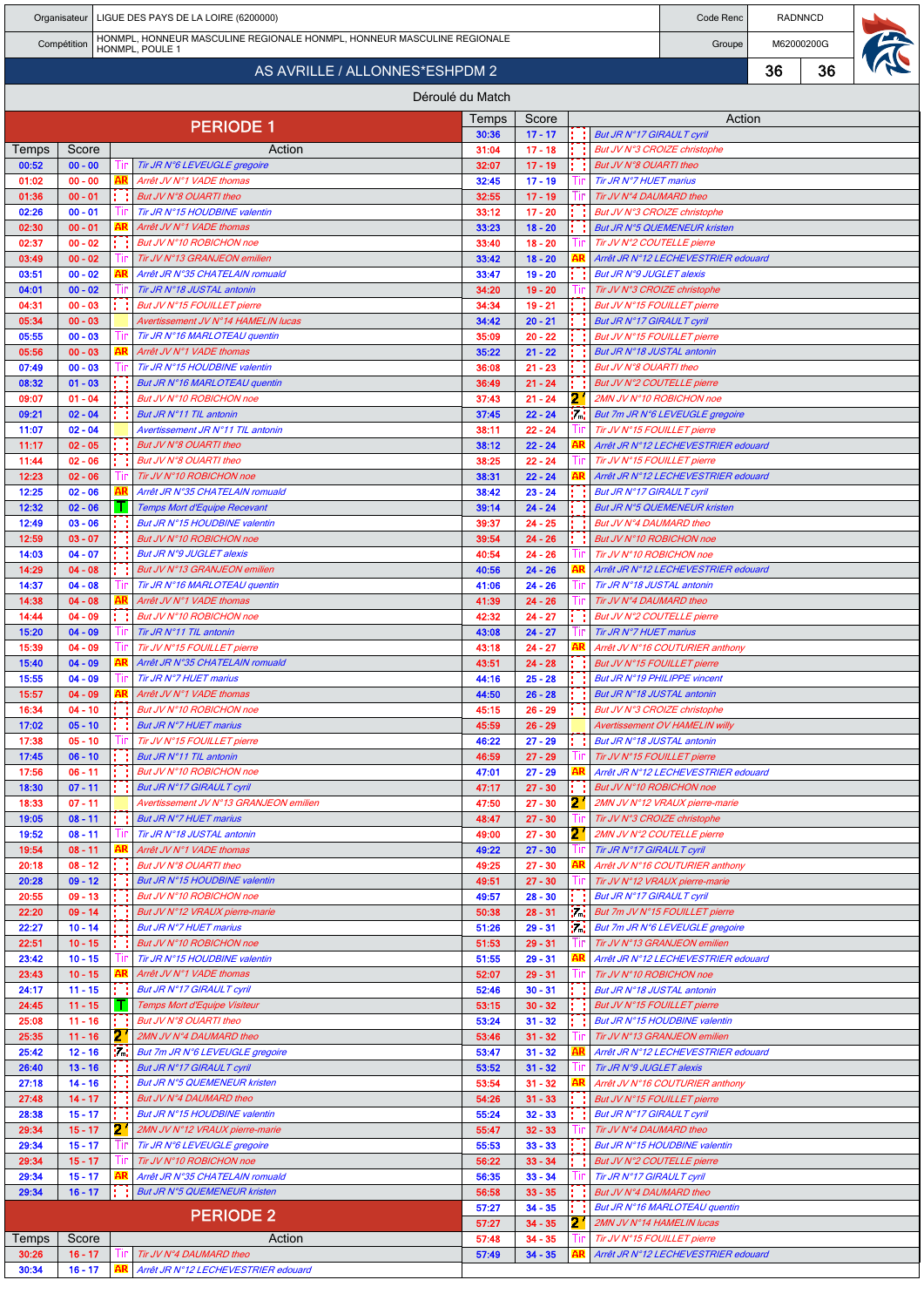| Organisateur | LIGUE DES PAYS DE LA LOIRE (6200000) | Code Renc | RADNNCD |
|---|---|---|---|
| Compétition | HONMPL, HONNEUR MASCULINE REGIONALE HONMPL, HONNEUR MASCULINE REGIONALE HONMPL, POULE 1 | Groupe | M62000200G |

## AS AVRILLE / ALLONNES*ESHPDM 2 — 36 — 36

### Déroulé du Match

## PERIODE 1

| Temps | Score | | Action |
|---|---|---|---|
| 00:52 | 00 - 00 | Tir | Tir JR N°6 LEVEUGLE gregoire |
| 01:02 | 00 - 00 | AR | Arrêt JV N°1 VADE thomas |
| 01:36 | 00 - 01 | | But JV N°8 OUARTI theo |
| 02:26 | 00 - 01 | Tir | Tir JR N°15 HOUDBINE valentin |
| 02:30 | 00 - 01 | AR | Arrêt JV N°1 VADE thomas |
| 02:37 | 00 - 02 | | But JV N°10 ROBICHON noe |
| 03:49 | 00 - 02 | Tir | Tir JV N°13 GRANJEON emilien |
| 03:51 | 00 - 02 | AR | Arrêt JR N°35 CHATELAIN romuald |
| 04:01 | 00 - 02 | Tir | Tir JR N°18 JUSTAL antonin |
| 04:31 | 00 - 03 | | But JV N°15 FOUILLET pierre |
| 05:34 | 00 - 03 | | Avertissement JV N°14 HAMELIN lucas |
| 05:55 | 00 - 03 | Tir | Tir JR N°16 MARLOTEAU quentin |
| 05:56 | 00 - 03 | AR | Arrêt JV N°1 VADE thomas |
| 07:49 | 00 - 03 | Tir | Tir JR N°15 HOUDBINE valentin |
| 08:32 | 01 - 03 | | But JR N°16 MARLOTEAU quentin |
| 09:07 | 01 - 04 | | But JV N°10 ROBICHON noe |
| 09:21 | 02 - 04 | | But JR N°11 TIL antonin |
| 11:07 | 02 - 04 | | Avertissement JR N°11 TIL antonin |
| 11:17 | 02 - 05 | | But JV N°8 OUARTI theo |
| 11:44 | 02 - 06 | | But JV N°8 OUARTI theo |
| 12:23 | 02 - 06 | Tir | Tir JV N°10 ROBICHON noe |
| 12:25 | 02 - 06 | AR | Arrêt JR N°35 CHATELAIN romuald |
| 12:32 | 02 - 06 | T | Temps Mort d'Equipe Recevant |
| 12:49 | 03 - 06 | | But JR N°15 HOUDBINE valentin |
| 12:59 | 03 - 07 | | But JV N°10 ROBICHON noe |
| 14:03 | 04 - 07 | | But JR N°9 JUGLET alexis |
| 14:29 | 04 - 08 | | But JV N°13 GRANJEON emilien |
| 14:37 | 04 - 08 | Tir | Tir JR N°16 MARLOTEAU quentin |
| 14:38 | 04 - 08 | AR | Arrêt JV N°1 VADE thomas |
| 14:44 | 04 - 09 | | But JV N°10 ROBICHON noe |
| 15:20 | 04 - 09 | Tir | Tir JR N°11 TIL antonin |
| 15:39 | 04 - 09 | Tir | Tir JV N°15 FOUILLET pierre |
| 15:40 | 04 - 09 | AR | Arrêt JR N°35 CHATELAIN romuald |
| 15:55 | 04 - 09 | Tir | Tir JR N°7 HUET marius |
| 15:57 | 04 - 09 | AR | Arrêt JV N°1 VADE thomas |
| 16:34 | 04 - 10 | | But JV N°10 ROBICHON noe |
| 17:02 | 05 - 10 | | But JR N°7 HUET marius |
| 17:38 | 05 - 10 | Tir | Tir JV N°15 FOUILLET pierre |
| 17:45 | 06 - 10 | | But JR N°11 TIL antonin |
| 17:56 | 06 - 11 | | But JV N°10 ROBICHON noe |
| 18:30 | 07 - 11 | | But JR N°17 GIRAULT cyril |
| 18:33 | 07 - 11 | | Avertissement JV N°13 GRANJEON emilien |
| 19:05 | 08 - 11 | | But JR N°7 HUET marius |
| 19:52 | 08 - 11 | Tir | Tir JR N°18 JUSTAL antonin |
| 19:54 | 08 - 11 | AR | Arrêt JV N°1 VADE thomas |
| 20:18 | 08 - 12 | | But JV N°8 OUARTI theo |
| 20:28 | 09 - 12 | | But JR N°15 HOUDBINE valentin |
| 20:55 | 09 - 13 | | But JV N°10 ROBICHON noe |
| 22:20 | 09 - 14 | | But JV N°12 VRAUX pierre-marie |
| 22:27 | 10 - 14 | | But JR N°7 HUET marius |
| 22:51 | 10 - 15 | | But JV N°10 ROBICHON noe |
| 23:42 | 10 - 15 | Tir | Tir JR N°15 HOUDBINE valentin |
| 23:43 | 10 - 15 | AR | Arrêt JV N°1 VADE thomas |
| 24:17 | 11 - 15 | | But JR N°17 GIRAULT cyril |
| 24:45 | 11 - 15 | T | Temps Mort d'Equipe Visiteur |
| 25:08 | 11 - 16 | | But JV N°8 OUARTI theo |
| 25:35 | 11 - 16 | 2' | 2MN JV N°4 DAUMARD theo |
| 25:42 | 12 - 16 | 7m | But 7m JR N°6 LEVEUGLE gregoire |
| 26:40 | 13 - 16 | | But JR N°17 GIRAULT cyril |
| 27:18 | 14 - 16 | | But JR N°5 QUEMENEUR kristen |
| 27:48 | 14 - 17 | | But JV N°4 DAUMARD theo |
| 28:38 | 15 - 17 | | But JR N°15 HOUDBINE valentin |
| 29:34 | 15 - 17 | 2' | 2MN JV N°12 VRAUX pierre-marie |
| 29:34 | 15 - 17 | Tir | Tir JR N°6 LEVEUGLE gregoire |
| 29:34 | 15 - 17 | Tir | Tir JV N°10 ROBICHON noe |
| 29:34 | 15 - 17 | AR | Arrêt JR N°35 CHATELAIN romuald |
| 29:34 | 16 - 17 | | But JR N°5 QUEMENEUR kristen |

## PERIODE 2

| Temps | Score | | Action |
|---|---|---|---|
| 30:26 | 16 - 17 | Tir | Tir JV N°4 DAUMARD theo |
| 30:34 | 16 - 17 | AR | Arrêt JR N°12 LECHEVESTRIER edouard |
| 30:36 | 17 - 17 | | But JR N°17 GIRAULT cyril |
| 31:04 | 17 - 18 | | But JV N°3 CROIZE christophe |
| 32:07 | 17 - 19 | | But JV N°8 OUARTI theo |
| 32:45 | 17 - 19 | Tir | Tir JR N°7 HUET marius |
| 32:55 | 17 - 19 | Tir | Tir JV N°4 DAUMARD theo |
| 33:12 | 17 - 20 | | But JV N°3 CROIZE christophe |
| 33:23 | 18 - 20 | | But JR N°5 QUEMENEUR kristen |
| 33:40 | 18 - 20 | Tir | Tir JV N°2 COUTELLE pierre |
| 33:42 | 18 - 20 | AR | Arrêt JR N°12 LECHEVESTRIER edouard |
| 33:47 | 19 - 20 | | But JR N°9 JUGLET alexis |
| 34:20 | 19 - 20 | Tir | Tir JV N°3 CROIZE christophe |
| 34:34 | 19 - 21 | | But JV N°15 FOUILLET pierre |
| 34:42 | 20 - 21 | | But JR N°17 GIRAULT cyril |
| 35:09 | 20 - 22 | | But JV N°15 FOUILLET pierre |
| 35:22 | 21 - 22 | | But JR N°18 JUSTAL antonin |
| 36:08 | 21 - 23 | | But JV N°8 OUARTI theo |
| 36:49 | 21 - 24 | | But JV N°2 COUTELLE pierre |
| 37:43 | 21 - 24 | 2' | 2MN JV N°10 ROBICHON noe |
| 37:45 | 22 - 24 | 7m | But 7m JR N°6 LEVEUGLE gregoire |
| 38:11 | 22 - 24 | Tir | Tir JV N°15 FOUILLET pierre |
| 38:12 | 22 - 24 | AR | Arrêt JR N°12 LECHEVESTRIER edouard |
| 38:25 | 22 - 24 | Tir | Tir JV N°15 FOUILLET pierre |
| 38:31 | 22 - 24 | AR | Arrêt JR N°12 LECHEVESTRIER edouard |
| 38:42 | 23 - 24 | | But JR N°17 GIRAULT cyril |
| 39:14 | 24 - 24 | | But JR N°5 QUEMENEUR kristen |
| 39:37 | 24 - 25 | | But JV N°4 DAUMARD theo |
| 39:54 | 24 - 26 | | But JV N°10 ROBICHON noe |
| 40:54 | 24 - 26 | Tir | Tir JV N°10 ROBICHON noe |
| 40:56 | 24 - 26 | AR | Arrêt JR N°12 LECHEVESTRIER edouard |
| 41:06 | 24 - 26 | Tir | Tir JR N°18 JUSTAL antonin |
| 41:39 | 24 - 26 | Tir | Tir JV N°4 DAUMARD theo |
| 42:32 | 24 - 27 | | But JV N°2 COUTELLE pierre |
| 43:08 | 24 - 27 | Tir | Tir JR N°7 HUET marius |
| 43:18 | 24 - 27 | AR | Arrêt JV N°16 COUTURIER anthony |
| 43:51 | 24 - 28 | | But JV N°15 FOUILLET pierre |
| 44:16 | 25 - 28 | | But JR N°19 PHILIPPE vincent |
| 44:50 | 26 - 28 | | But JR N°18 JUSTAL antonin |
| 45:15 | 26 - 29 | | But JV N°3 CROIZE christophe |
| 45:59 | 26 - 29 | | Avertissement OV HAMELIN willy |
| 46:22 | 27 - 29 | | But JR N°18 JUSTAL antonin |
| 46:59 | 27 - 29 | Tir | Tir JV N°15 FOUILLET pierre |
| 47:01 | 27 - 29 | AR | Arrêt JR N°12 LECHEVESTRIER edouard |
| 47:17 | 27 - 30 | | But JV N°10 ROBICHON noe |
| 47:50 | 27 - 30 | 2' | 2MN JV N°12 VRAUX pierre-marie |
| 48:47 | 27 - 30 | Tir | Tir JV N°3 CROIZE christophe |
| 49:00 | 27 - 30 | 2' | 2MN JV N°2 COUTELLE pierre |
| 49:22 | 27 - 30 | Tir | Tir JR N°17 GIRAULT cyril |
| 49:25 | 27 - 30 | AR | Arrêt JV N°16 COUTURIER anthony |
| 49:51 | 27 - 30 | Tir | Tir JV N°12 VRAUX pierre-marie |
| 49:57 | 28 - 30 | | But JR N°17 GIRAULT cyril |
| 50:38 | 28 - 31 | 7m | But 7m JV N°15 FOUILLET pierre |
| 51:26 | 29 - 31 | 7m | But 7m JR N°6 LEVEUGLE gregoire |
| 51:53 | 29 - 31 | Tir | Tir JV N°13 GRANJEON emilien |
| 51:55 | 29 - 31 | AR | Arrêt JR N°12 LECHEVESTRIER edouard |
| 52:07 | 29 - 31 | Tir | Tir JV N°10 ROBICHON noe |
| 52:46 | 30 - 31 | | But JR N°18 JUSTAL antonin |
| 53:15 | 30 - 32 | | But JV N°15 FOUILLET pierre |
| 53:24 | 31 - 32 | | But JR N°15 HOUDBINE valentin |
| 53:46 | 31 - 32 | Tir | Tir JV N°13 GRANJEON emilien |
| 53:47 | 31 - 32 | AR | Arrêt JR N°12 LECHEVESTRIER edouard |
| 53:52 | 31 - 32 | Tir | Tir JR N°9 JUGLET alexis |
| 53:54 | 31 - 32 | AR | Arrêt JV N°16 COUTURIER anthony |
| 54:26 | 31 - 33 | | But JV N°15 FOUILLET pierre |
| 55:24 | 32 - 33 | | But JR N°17 GIRAULT cyril |
| 55:47 | 32 - 33 | Tir | Tir JV N°4 DAUMARD theo |
| 55:53 | 33 - 33 | | But JR N°15 HOUDBINE valentin |
| 56:22 | 33 - 34 | | But JV N°2 COUTELLE pierre |
| 56:35 | 33 - 34 | Tir | Tir JR N°17 GIRAULT cyril |
| 56:58 | 33 - 35 | | But JV N°4 DAUMARD theo |
| 57:27 | 34 - 35 | | But JR N°16 MARLOTEAU quentin |
| 57:27 | 34 - 35 | 2' | 2MN JV N°14 HAMELIN lucas |
| 57:48 | 34 - 35 | Tir | Tir JV N°15 FOUILLET pierre |
| 57:49 | 34 - 35 | AR | Arrêt JR N°12 LECHEVESTRIER edouard |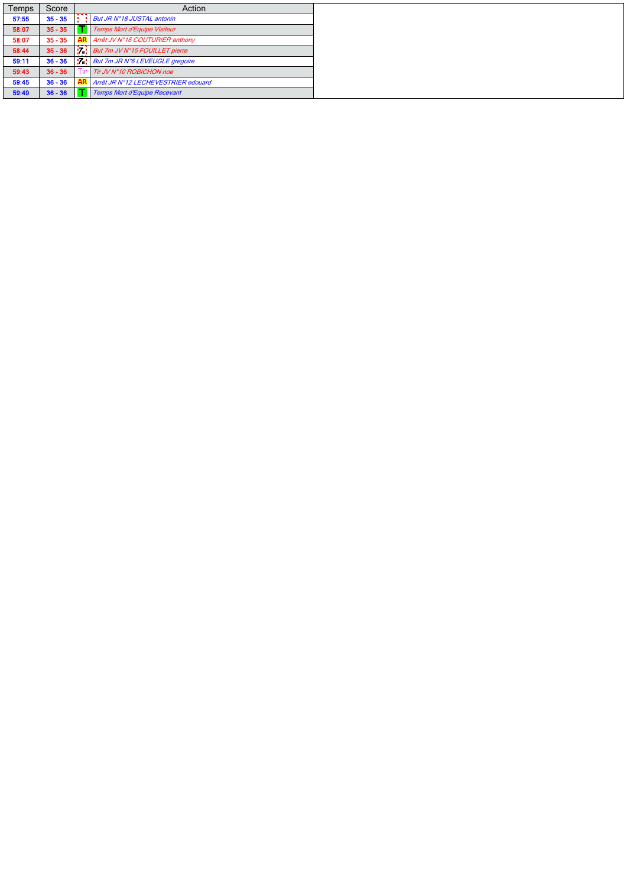| Temps | Score | | Action |
|---|---|---|---|
| 57:55 | 35 - 35 | | *But JR N°18 JUSTAL antonin* |
| 58:07 | 35 - 35 | T | *Temps Mort d'Equipe Visiteur* |
| 58:07 | 35 - 35 | AR | *Arrêt JV N°16 COUTURIER anthony* |
| 58:44 | 35 - 36 | 7m | *But 7m JV N°15 FOUILLET pierre* |
| 59:11 | 36 - 36 | 7m | *But 7m JR N°6 LEVEUGLE gregoire* |
| 59:43 | 36 - 36 | Tir | *Tir JV N°10 ROBICHON noe* |
| 59:45 | 36 - 36 | AR | *Arrêt JR N°12 LECHEVESTRIER edouard* |
| 59:49 | 36 - 36 | T | *Temps Mort d'Equipe Recevant* |